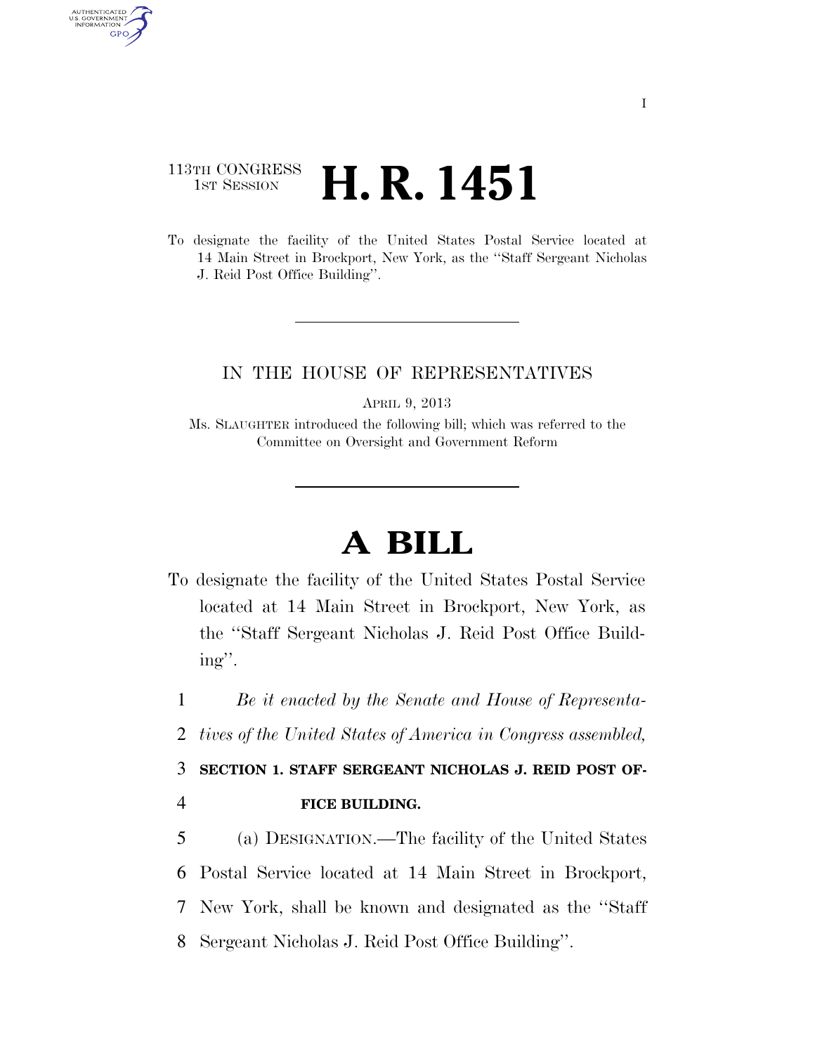113TH CONGRESS
1ST SESSION

# H. R. 1451

To designate the facility of the United States Postal Service located at 14 Main Street in Brockport, New York, as the ''Staff Sergeant Nicholas J. Reid Post Office Building''.

IN THE HOUSE OF REPRESENTATIVES

APRIL 9, 2013

Ms. SLAUGHTER introduced the following bill; which was referred to the Committee on Oversight and Government Reform

# A BILL

To designate the facility of the United States Postal Service located at 14 Main Street in Brockport, New York, as the ''Staff Sergeant Nicholas J. Reid Post Office Building''.

1 *Be it enacted by the Senate and House of Representa-*
2 *tives of the United States of America in Congress assembled,*

3 **SECTION 1. STAFF SERGEANT NICHOLAS J. REID POST OF-**
4 **FICE BUILDING.**

5 (a) DESIGNATION.—The facility of the United States
6 Postal Service located at 14 Main Street in Brockport,
7 New York, shall be known and designated as the ''Staff
8 Sergeant Nicholas J. Reid Post Office Building''.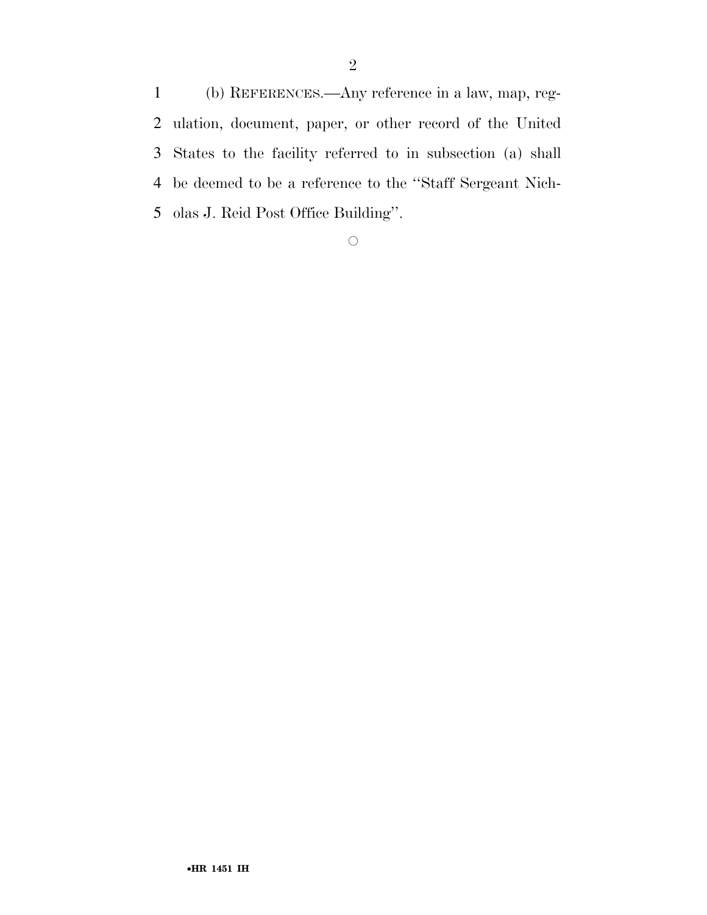(b) REFERENCES.—Any reference in a law, map, regulation, document, paper, or other record of the United States to the facility referred to in subsection (a) shall be deemed to be a reference to the ''Staff Sergeant Nicholas J. Reid Post Office Building''.